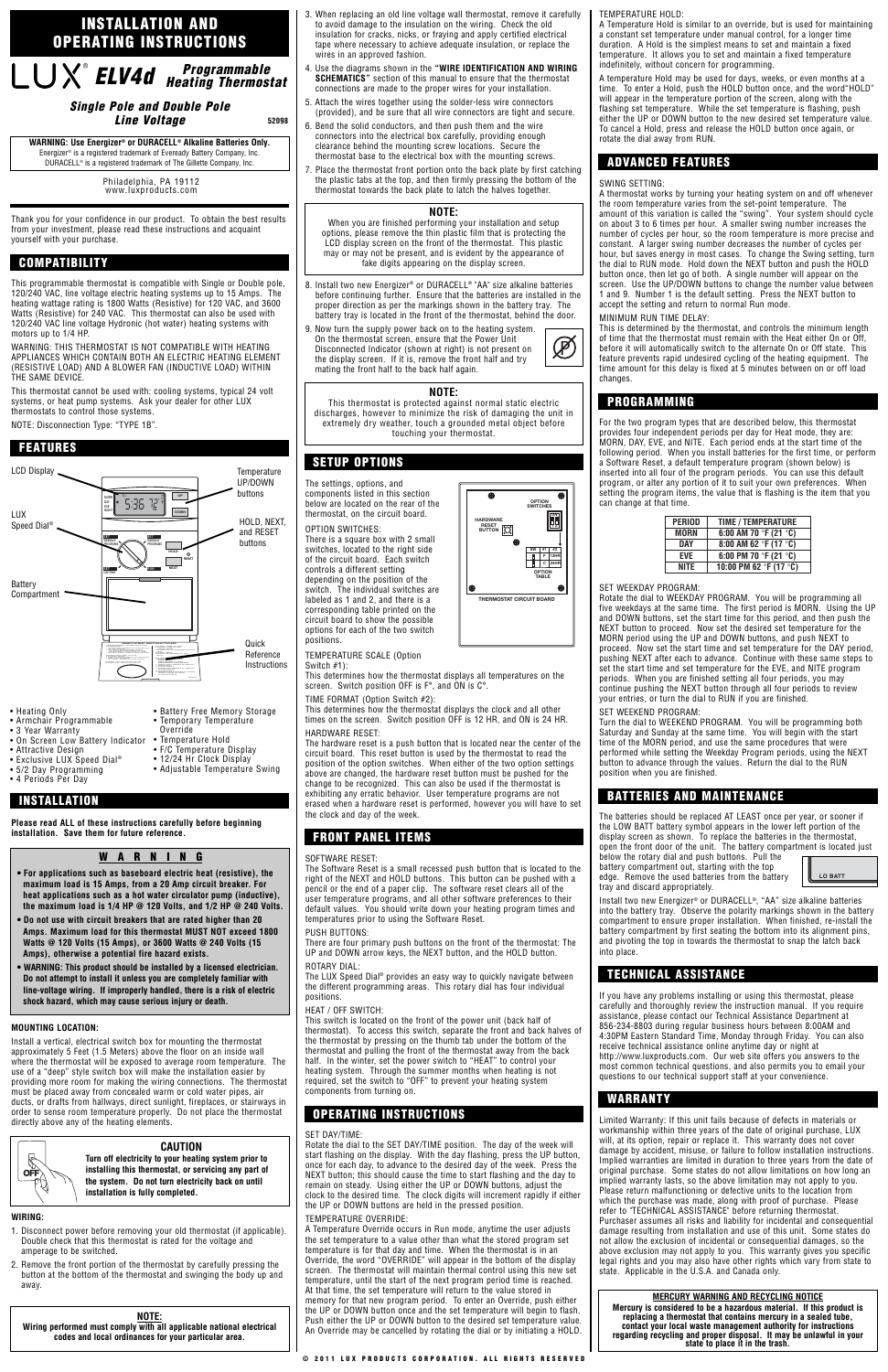# INSTALLATION AND OPERATING INSTRUCTIONS

LUX® **ELV4d** *Programmable Heating Thermostat*

***Single Pole and Double Pole Line Voltage***

52098

**WARNING: Use Energizer® or DURACELL® Alkaline Batteries Only.**
Energizer® is a registered trademark of Eveready Battery Company, Inc.
DURACELL® is a registered trademark of The Gillette Company, Inc.

Philadelphia, PA 19112
www.luxproducts.com

Thank you for your confidence in our product. To obtain the best results from your investment, please read these instructions and acquaint yourself with your purchase.

## COMPATIBILITY

This programmable thermostat is compatible with Single or Double pole, 120/240 VAC, line voltage electric heating systems up to 15 Amps. The heating wattage rating is 1800 Watts (Resistive) for 120 VAC, and 3600 Watts (Resistive) for 240 VAC. This thermostat can also be used with 120/240 VAC line voltage Hydronic (hot water) heating systems with motors up to 1/4 HP.

WARNING: THIS THERMOSTAT IS NOT COMPATIBLE WITH HEATING APPLIANCES WHICH CONTAIN BOTH AN ELECTRIC HEATING ELEMENT (RESISTIVE LOAD) AND A BLOWER FAN (INDUCTIVE LOAD) WITHIN THE SAME DEVICE.

This thermostat cannot be used with: cooling systems, typical 24 volt systems, or heat pump systems. Ask your dealer for other LUX thermostats to control those systems.

NOTE: Disconnection Type: "TYPE 1B".

## FEATURES

LCD Display
Temperature UP/DOWN buttons
LUX Speed Dial®
HOLD, NEXT, and RESET buttons
Battery Compartment
Quick Reference Instructions

- Heating Only
- Armchair Programmable
- 3 Year Warranty
- On Screen Low Battery Indicator
- Attractive Design
- Exclusive LUX Speed Dial®
- 5/2 Day Programming
- 4 Periods Per Day
- Battery Free Memory Storage
- Temporary Temperature Override
- Temperature Hold
- F/C Temperature Display
- 12/24 Hr Clock Display
- Adjustable Temperature Swing

## INSTALLATION

**Please read ALL of these instructions carefully before beginning installation. Save them for future reference.**

### W A R N I N G

- **For applications such as baseboard electric heat (resistive), the maximum load is 15 Amps, from a 20 Amp circuit breaker. For heat applications such as a hot water circulator pump (inductive), the maximum load is 1/4 HP @ 120 Volts, and 1/2 HP @ 240 Volts.**
- **Do not use with circuit breakers that are rated higher than 20 Amps. Maximum load for this thermostat MUST NOT exceed 1800 Watts @ 120 Volts (15 Amps), or 3600 Watts @ 240 Volts (15 Amps), otherwise a potential fire hazard exists.**
- **WARNING: This product should be installed by a licensed electrician. Do not attempt to install it unless you are completely familiar with line-voltage wiring. If improperly handled, there is a risk of electric shock hazard, which may cause serious injury or death.**

**MOUNTING LOCATION:**

Install a vertical, electrical switch box for mounting the thermostat approximately 5 Feet (1.5 Meters) above the floor on an inside wall where the thermostat will be exposed to average room temperature. The use of a "deep" style switch box will make the installation easier by providing more room for making the wiring connections. The thermostat must be placed away from concealed warm or cold water pipes, air ducts, or drafts from hallways, direct sunlight, fireplaces, or stairways in order to sense room temperature properly. Do not place the thermostat directly above any of the heating elements.

**CAUTION**

**Turn off electricity to your heating system prior to installing this thermostat, or servicing any part of the system. Do not turn electricity back on until installation is fully completed.**

**WIRING:**

1. Disconnect power before removing your old thermostat (if applicable). Double check that this thermostat is rated for the voltage and amperage to be switched.
2. Remove the front portion of the thermostat by carefully pressing the button at the bottom of the thermostat and swinging the body up and away.

**NOTE:**
**Wiring performed must comply with all applicable national electrical codes and local ordinances for your particular area.**

3. When replacing an old line voltage wall thermostat, remove it carefully to avoid damage to the insulation on the wiring. Check the old insulation for cracks, nicks, or fraying and apply certified electrical tape where necessary to achieve adequate insulation, or replace the wires in an approved fashion.
4. Use the diagrams shown in the **"WIRE IDENTIFICATION AND WIRING SCHEMATICS"** section of this manual to ensure that the thermostat connections are made to the proper wires for your installation.
5. Attach the wires together using the solder-less wire connectors (provided), and be sure that all wire connectors are tight and secure.
6. Bend the solid conductors, and then push them and the wire connectors into the electrical box carefully, providing enough clearance behind the mounting screw locations. Secure the thermostat base to the electrical box with the mounting screws.
7. Place the thermostat front portion onto the back plate by first catching the plastic tabs at the top, and then firmly pressing the bottom of the thermostat towards the back plate to latch the halves together.

**NOTE:**
When you are finished performing your installation and setup options, please remove the thin plastic film that is protecting the LCD display screen on the front of the thermostat. This plastic may or may not be present, and is evident by the appearance of fake digits appearing on the display screen.

8. Install two new Energizer® or DURACELL® "AA" size alkaline batteries before continuing further. Ensure that the batteries are installed in the proper direction as per the markings shown in the battery tray. The battery tray is located in the front of the thermostat, behind the door.
9. Now turn the supply power back on to the heating system. On the thermostat screen, ensure that the Power Unit Disconnected Indicator (shown at right) is not present on the display screen. If it is, remove the front half and try mating the front half to the back half again.

**NOTE:**
This thermostat is protected against normal static electric discharges, however to minimize the risk of damaging the unit in extremely dry weather, touch a grounded metal object before touching your thermostat.

## SETUP OPTIONS

The settings, options, and components listed in this section below are located on the rear of the thermostat, on the circuit board.

OPTION SWITCHES:
There is a square box with 2 small switches, located to the right side of the circuit board. Each switch controls a different setting depending on the position of the switch. The individual switches are labeled as 1 and 2, and there is a corresponding table printed on the circuit board to show the possible options for each of the two switch positions.

TEMPERATURE SCALE (Option Switch #1):
This determines how the thermostat displays all temperatures on the screen. Switch position OFF is F°, and ON is C°.

TIME FORMAT (Option Switch #2):
This determines how the thermostat displays the clock and all other times on the screen. Switch position OFF is 12 HR, and ON is 24 HR.

HARDWARE RESET:
The hardware reset is a push button that is located near the center of the circuit board. This reset button is used by the thermostat to read the position of the option switches. When either of the two option settings above are changed, the hardware reset button must be pushed for the change to be recognized. This can also be used if the thermostat is exhibiting any erratic behavior. User temperature programs are not erased when a hardware reset is performed, however you will have to set the clock and day of the week.

## FRONT PANEL ITEMS

SOFTWARE RESET:
The Software Reset is a small recessed push button that is located to the right of the NEXT and HOLD buttons. This button can be pushed with a pencil or the end of a paper clip. The software reset clears all of the user temperature programs, and all other software preferences to their default values. You should write down your heating program times and temperatures prior to using the Software Reset.

PUSH BUTTONS:
There are four primary push buttons on the front of the thermostat: The UP and DOWN arrow keys, the NEXT button, and the HOLD button.

ROTARY DIAL:
The LUX Speed Dial® provides an easy way to quickly navigate between the different programming areas. This rotary dial has four individual positions.

HEAT / OFF SWITCH:
This switch is located on the front of the power unit (back half of thermostat). To access this switch, separate the front and back halves of the thermostat by pressing on the thumb tab under the bottom of the thermostat and pulling the front of the thermostat away from the back half. In the winter, set the power switch to "HEAT" to control your heating system. Through the summer months when heating is not required, set the switch to "OFF" to prevent your heating system components from turning on.

## OPERATING INSTRUCTIONS

SET DAY/TIME:
Rotate the dial to the SET DAY/TIME position. The day of the week will start flashing on the display. With the day flashing, press the UP button, once for each day, to advance to the desired day of the week. Press the NEXT button; this should cause the time to start flashing and the day to remain on steady. Using either the UP or DOWN buttons, adjust the clock to the desired time. The clock digits will increment rapidly if either the UP or DOWN buttons are held in the pressed position.

TEMPERATURE OVERRIDE:
A Temperature Override occurs in Run mode, anytime the user adjusts the set temperature to a value other than what the stored program set temperature is for that day and time. When the thermostat is in an Override, the word "OVERRIDE" will appear in the bottom of the display screen. The thermostat will maintain thermal control using this new set temperature, until the start of the next program period time is reached. At that time, the set temperature will return to the value stored in memory for that new program period. To enter an Override, push either the UP or DOWN button once and the set temperature will begin to flash. Push either the UP or DOWN button to the desired set temperature value. An Override may be cancelled by rotating the dial or by initiating a HOLD.

TEMPERATURE HOLD:
A Temperature Hold is similar to an override, but is used for maintaining a constant set temperature under manual control, for a longer time duration. A Hold is the simplest means to set and maintain a fixed temperature. It allows you to set and maintain a fixed temperature indefinitely, without concern for programming.

A temperature Hold may be used for days, weeks, or even months at a time. To enter a Hold, push the HOLD button once, and the word "HOLD" will appear in the temperature portion of the screen, along with the flashing set temperature. While the set temperature is flashing, push either the UP or DOWN button to the new desired set temperature value. To cancel a Hold, press and release the HOLD button once again, or rotate the dial away from RUN.

## ADVANCED FEATURES

SWING SETTING:
A thermostat works by turning your heating system on and off whenever the room temperature varies from the set-point temperature. The amount of this variation is called the "swing". Your system should cycle on about 3 to 6 times per hour. A smaller swing number increases the number of cycles per hour, so the room temperature is more precise and constant. A larger swing number decreases the number of cycles per hour, but saves energy in most cases. To change the Swing setting, turn the dial to RUN mode. Hold down the NEXT button and push the HOLD button once, then let go of both. A single number will appear on the screen. Use the UP/DOWN buttons to change the number value between 1 and 9. Number 1 is the default setting. Press the NEXT button to accept the setting and return to normal Run mode.

MINIMUM RUN TIME DELAY:
This is determined by the thermostat, and controls the minimum length of time that the thermostat must remain with the Heat either On or Off, before it will automatically switch to the alternate On or Off state. This feature prevents rapid undesired cycling of the heating equipment. The time amount for this delay is fixed at 5 minutes between on or off load changes.

## PROGRAMMING

For the two program types that are described below, this thermostat provides four independent periods per day for Heat mode, they are: MORN, DAY, EVE, and NITE. Each period ends at the start time of the following period. When you install batteries for the first time, or perform a Software Reset, a default temperature program (shown below) is inserted into all four of the program periods. You can use this default program, or alter any portion of it to suit your own preferences. When setting the program items, the value that is flashing is the item that you can change at that time.

| PERIOD | TIME / TEMPERATURE |
|---|---|
| MORN | 6:00 AM 70 °F (21 °C) |
| DAY | 8:00 AM 62 °F (17 °C) |
| EVE | 6:00 PM 70 °F (21 °C) |
| NITE | 10:00 PM 62 °F (17 °C) |

SET WEEKDAY PROGRAM:
Rotate the dial to WEEKDAY PROGRAM. You will be programming all five weekdays at the same time. The first period is MORN. Using the UP and DOWN buttons, set the start time for this period, and then push the NEXT button to proceed. Now set the desired set temperature for the MORN period using the UP and DOWN buttons, and push NEXT to proceed. Now set the start time and set temperature for the DAY period, pushing NEXT after each to advance. Continue with these same steps to set the start time and set temperature for the EVE, and NITE program periods. When you are finished setting all four periods, you may continue pushing the NEXT button through all four periods to review your entries, or turn the dial to RUN if you are finished.

SET WEEKEND PROGRAM:
Turn the dial to WEEKEND PROGRAM. You will be programming both Saturday and Sunday at the same time. You will begin with the start time of the MORN period, and use the same procedures that were performed while setting the Weekday Program periods, using the NEXT button to advance through the values. Return the dial to the RUN position when you are finished.

## BATTERIES AND MAINTENANCE

The batteries should be replaced AT LEAST once per year, or sooner if the LOW BATT battery symbol appears in the lower left portion of the display screen as shown. To replace the batteries in the thermostat, open the front door of the unit. The battery compartment is located just below the rotary dial and push buttons. Pull the battery compartment out, starting with the top edge. Remove the used batteries from the battery tray and discard appropriately.

LO BATT

Install two new Energizer® or DURACELL®, "AA" size alkaline batteries into the battery tray. Observe the polarity markings shown in the battery compartment to ensure proper installation. When finished, re-install the battery compartment by first seating the bottom into its alignment pins, and pivoting the top in towards the thermostat to snap the latch back into place.

## TECHNICAL ASSISTANCE

If you have any problems installing or using this thermostat, please carefully and thoroughly review the instruction manual. If you require assistance, please contact our Technical Assistance Department at 856-234-8803 during regular business hours between 8:00AM and 4:30PM Eastern Standard Time, Monday through Friday. You can also receive technical assistance online anytime day or night at http://www.luxproducts.com. Our web site offers you answers to the most common technical questions, and also permits you to email your questions to our technical support staff at your convenience.

## WARRANTY

Limited Warranty: If this unit fails because of defects in materials or workmanship within three years of the date of original purchase, LUX will, at its option, repair or replace it. This warranty does not cover damage by accident, misuse, or failure to follow installation instructions. Implied warranties are limited in duration to three years from the date of original purchase. Some states do not allow limitations on how long an implied warranty lasts, so the above limitation may not apply to you. Please return malfunctioning or defective units to the location from which the purchase was made, along with proof of purchase. Please refer to "TECHNICAL ASSISTANCE" before returning thermostat. Purchaser assumes all risks and liability for incidental and consequential damage resulting from installation and use of this unit. Some states do not allow the exclusion of incidental or consequential damages, so the above exclusion may not apply to you. This warranty gives you specific legal rights and you may also have other rights which vary from state to state. Applicable in the U.S.A. and Canada only.

**MERCURY WARNING AND RECYCLING NOTICE**
**Mercury is considered to be a hazardous material. If this product is replacing a thermostat that contains mercury in a sealed tube, contact your local waste management authority for instructions regarding recycling and proper disposal. It may be unlawful in your state to place it in the trash.**

© 2011 LUX PRODUCTS CORPORATION. ALL RIGHTS RESERVED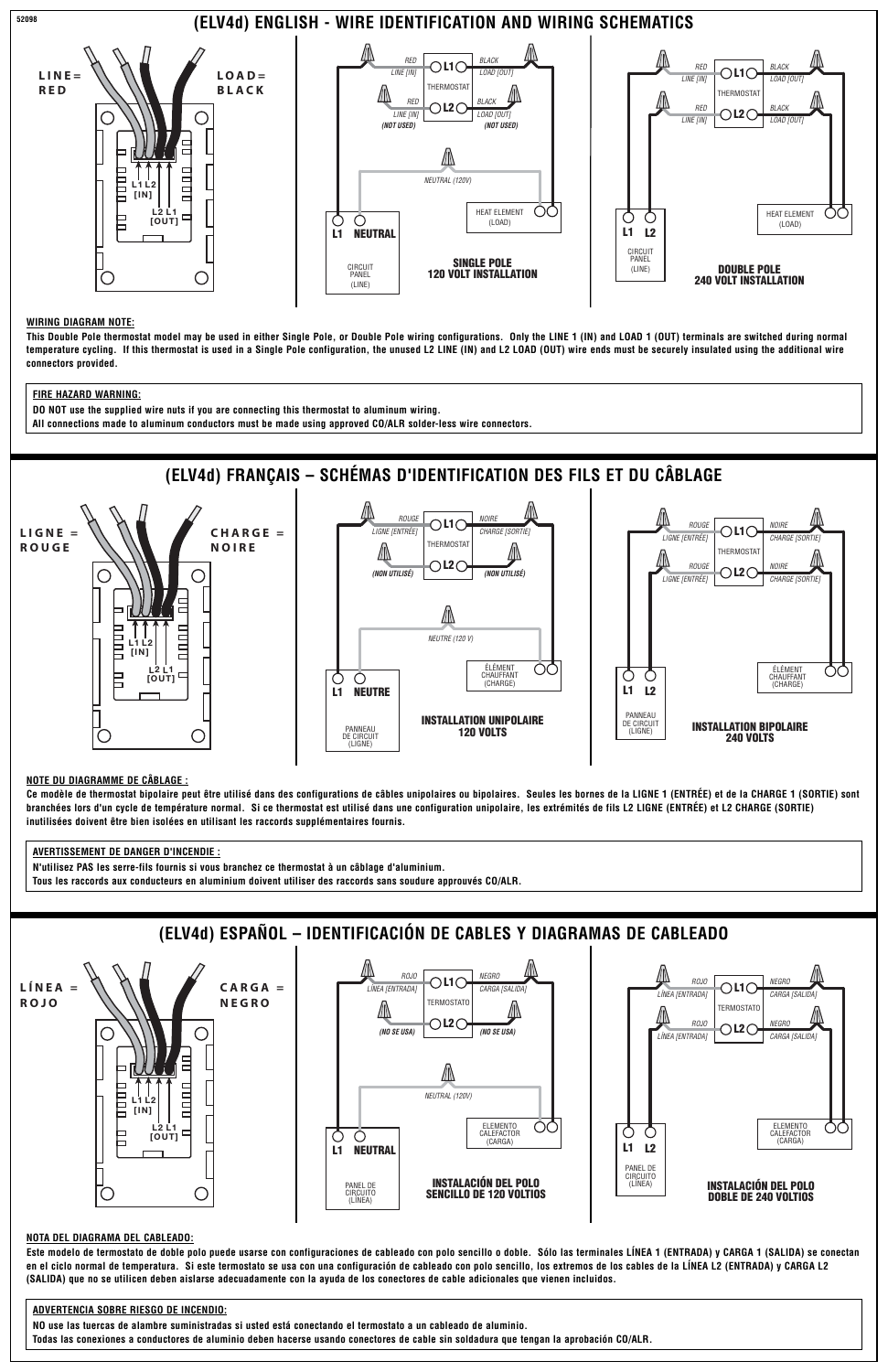# (ELV4d) ENGLISH - WIRE IDENTIFICATION AND WIRING SCHEMATICS

LINE= RED

LOAD= BLACK

L1 L2 [IN]

L2 L1 [OUT]

RED LINE [IN]
RED LINE [IN] (NOT USED)
THERMOSTAT
L1
L2
BLACK LOAD [OUT]
BLACK LOAD [OUT] (NOT USED)
NEUTRAL (120V)
L1 NEUTRAL
CIRCUIT PANEL (LINE)
HEAT ELEMENT (LOAD)

SINGLE POLE
120 VOLT INSTALLATION

RED LINE [IN]
RED LINE [IN]
THERMOSTAT
L1
L2
BLACK LOAD [OUT]
BLACK LOAD [OUT]
L1 L2
CIRCUIT PANEL (LINE)
HEAT ELEMENT (LOAD)

DOUBLE POLE
240 VOLT INSTALLATION

**WIRING DIAGRAM NOTE:**

**This Double Pole thermostat model may be used in either Single Pole, or Double Pole wiring configurations. Only the LINE 1 (IN) and LOAD 1 (OUT) terminals are switched during normal temperature cycling. If this thermostat is used in a Single Pole configuration, the unused L2 LINE (IN) and L2 LOAD (OUT) wire ends must be securely insulated using the additional wire connectors provided.**

**FIRE HAZARD WARNING:**

**DO NOT use the supplied wire nuts if you are connecting this thermostat to aluminum wiring.**
**All connections made to aluminum conductors must be made using approved CO/ALR solder-less wire connectors.**

# (ELV4d) FRANÇAIS – SCHÉMAS D'IDENTIFICATION DES FILS ET DU CÂBLAGE

LIGNE = ROUGE

CHARGE = NOIRE

L1 L2 [IN]

L2 L1 [OUT]

ROUGE LIGNE [ENTRÉE]
(NON UTILISÉ)
THERMOSTAT
L1
L2
NOIRE CHARGE [SORTIE]
(NON UTILISÉ)
NEUTRE (120 V)
L1 NEUTRE
PANNEAU DE CIRCUIT (LIGNE)
ÉLÉMENT CHAUFFANT (CHARGE)

INSTALLATION UNIPOLAIRE
120 VOLTS

ROUGE LIGNE [ENTRÉE]
ROUGE LIGNE [ENTRÉE]
THERMOSTAT
L1
L2
NOIRE CHARGE [SORTIE]
NOIRE CHARGE [SORTIE]
L1 L2
PANNEAU DE CIRCUIT (LIGNE)
ÉLÉMENT CHAUFFANT (CHARGE)

INSTALLATION BIPOLAIRE
240 VOLTS

**NOTE DU DIAGRAMME DE CÂBLAGE :**

**Ce modèle de thermostat bipolaire peut être utilisé dans des configurations de câbles unipolaires ou bipolaires. Seules les bornes de la LIGNE 1 (ENTRÉE) et de la CHARGE 1 (SORTIE) sont branchées lors d'un cycle de température normal. Si ce thermostat est utilisé dans une configuration unipolaire, les extrémités de fils L2 LIGNE (ENTRÉE) et L2 CHARGE (SORTIE) inutilisées doivent être bien isolées en utilisant les raccords supplémentaires fournis.**

**AVERTISSEMENT DE DANGER D'INCENDIE :**

**N'utilisez PAS les serre-fils fournis si vous branchez ce thermostat à un câblage d'aluminium.**
**Tous les raccords aux conducteurs en aluminium doivent utiliser des raccords sans soudure approuvés CO/ALR.**

# (ELV4d) ESPAÑOL – IDENTIFICACIÓN DE CABLES Y DIAGRAMAS DE CABLEADO

LÍNEA = ROJO

CARGA = NEGRO

L1 L2 [IN]

L2 L1 [OUT]

ROJO LÍNEA [ENTRADA]
(NO SE USA)
TERMOSTATO
L1
L2
NEGRO CARGA [SALIDA]
(NO SE USA)
NEUTRAL (120V)
L1 NEUTRAL
PANEL DE CIRCUITO (LÍNEA)
ELEMENTO CALEFACTOR (CARGA)

INSTALACIÓN DEL POLO
SENCILLO DE 120 VOLTIOS

ROJO LÍNEA [ENTRADA]
ROJO LÍNEA [ENTRADA]
TERMOSTATO
L1
L2
NEGRO CARGA [SALIDA]
NEGRO CARGA [SALIDA]
L1 L2
PANEL DE CIRCUITO (LÍNEA)
ELEMENTO CALEFACTOR (CARGA)

INSTALACIÓN DEL POLO
DOBLE DE 240 VOLTIOS

**NOTA DEL DIAGRAMA DEL CABLEADO:**

**Este modelo de termostato de doble polo puede usarse con configuraciones de cableado con polo sencillo o doble. Sólo las terminales LÍNEA 1 (ENTRADA) y CARGA 1 (SALIDA) se conectan en el ciclo normal de temperatura. Si este termostato se usa con una configuración de cableado con polo sencillo, los extremos de los cables de la LÍNEA L2 (ENTRADA) y CARGA L2 (SALIDA) que no se utilicen deben aislarse adecuadamente con la ayuda de los conectores de cable adicionales que vienen incluidos.**

**ADVERTENCIA SOBRE RIESGO DE INCENDIO:**

**NO use las tuercas de alambre suministradas si usted está conectando el termostato a un cableado de aluminio.**
**Todas las conexiones a conductores de aluminio deben hacerse usando conectores de cable sin soldadura que tengan la aprobación CO/ALR.**